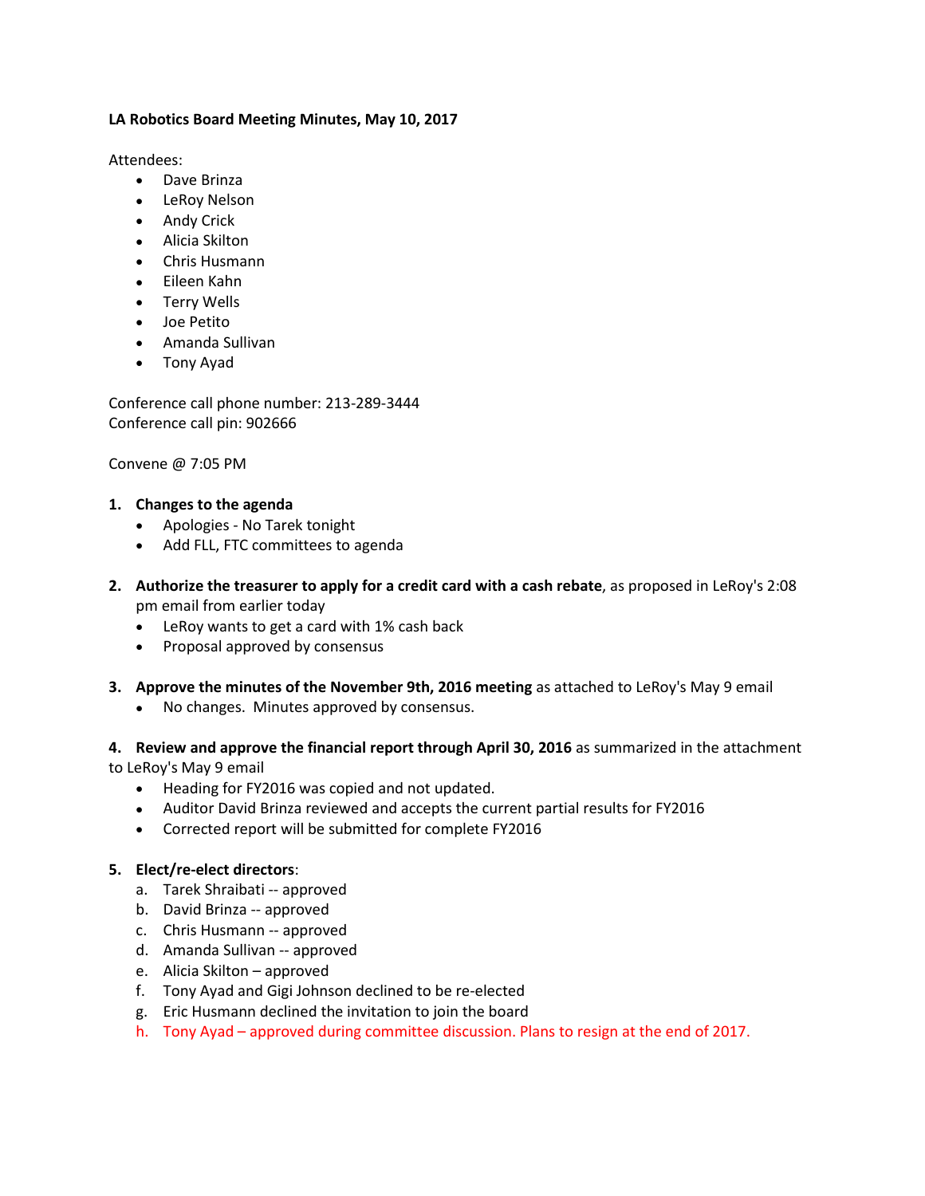**LA Robotics Board Meeting Minutes, May 10, 2017**

Attendees:

- Dave Brinza
- LeRoy Nelson
- Andy Crick
- Alicia Skilton
- Chris Husmann
- Eileen Kahn
- Terry Wells
- Joe Petito
- Amanda Sullivan
- Tony Ayad

Conference call phone number: 213-289-3444
Conference call pin: 902666

Convene @ 7:05 PM

1. **Changes to the agenda**
   - Apologies - No Tarek tonight
   - Add FLL, FTC committees to agenda

2. **Authorize the treasurer to apply for a credit card with a cash rebate**, as proposed in LeRoy's 2:08 pm email from earlier today
   - LeRoy wants to get a card with 1% cash back
   - Proposal approved by consensus

3. **Approve the minutes of the November 9th, 2016 meeting** as attached to LeRoy's May 9 email
   - No changes. Minutes approved by consensus.

4. **Review and approve the financial report through April 30, 2016** as summarized in the attachment to LeRoy's May 9 email
   - Heading for FY2016 was copied and not updated.
   - Auditor David Brinza reviewed and accepts the current partial results for FY2016
   - Corrected report will be submitted for complete FY2016

5. **Elect/re-elect directors**:
   a. Tarek Shraibati -- approved
   b. David Brinza -- approved
   c. Chris Husmann -- approved
   d. Amanda Sullivan -- approved
   e. Alicia Skilton – approved
   f. Tony Ayad and Gigi Johnson declined to be re-elected
   g. Eric Husmann declined the invitation to join the board
   h. Tony Ayad – approved during committee discussion. Plans to resign at the end of 2017.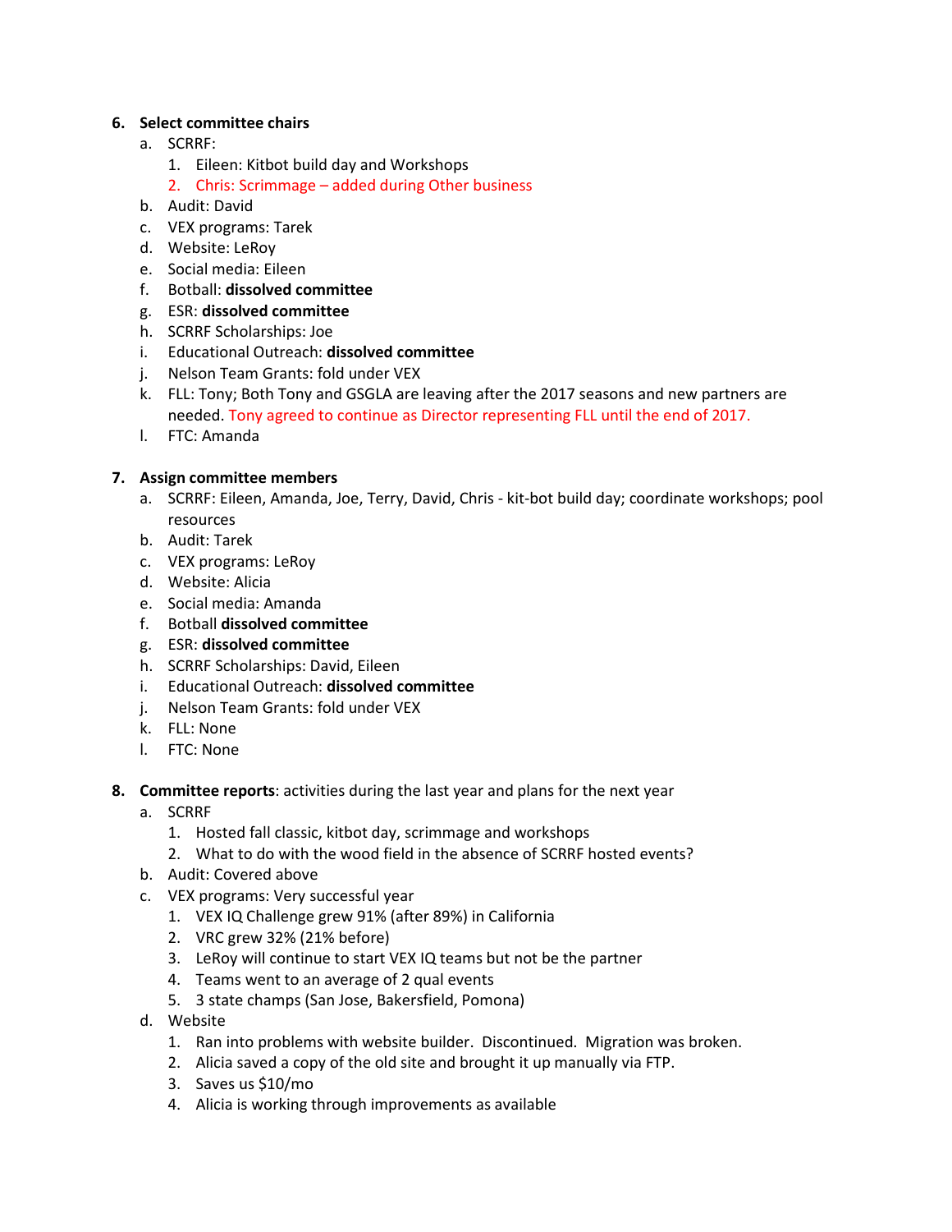6. **Select committee chairs**
    a. SCRRF:
        1. Eileen: Kitbot build day and Workshops
        2. Chris: Scrimmage – added during Other business
    b. Audit: David
    c. VEX programs: Tarek
    d. Website: LeRoy
    e. Social media: Eileen
    f. Botball: **dissolved committee**
    g. ESR: **dissolved committee**
    h. SCRRF Scholarships: Joe
    i. Educational Outreach: **dissolved committee**
    j. Nelson Team Grants: fold under VEX
    k. FLL: Tony; Both Tony and GSGLA are leaving after the 2017 seasons and new partners are needed. Tony agreed to continue as Director representing FLL until the end of 2017.
    l. FTC: Amanda

7. **Assign committee members**
    a. SCRRF: Eileen, Amanda, Joe, Terry, David, Chris - kit-bot build day; coordinate workshops; pool resources
    b. Audit: Tarek
    c. VEX programs: LeRoy
    d. Website: Alicia
    e. Social media: Amanda
    f. Botball **dissolved committee**
    g. ESR: **dissolved committee**
    h. SCRRF Scholarships: David, Eileen
    i. Educational Outreach: **dissolved committee**
    j. Nelson Team Grants: fold under VEX
    k. FLL: None
    l. FTC: None

8. **Committee reports**: activities during the last year and plans for the next year
    a. SCRRF
        1. Hosted fall classic, kitbot day, scrimmage and workshops
        2. What to do with the wood field in the absence of SCRRF hosted events?
    b. Audit: Covered above
    c. VEX programs: Very successful year
        1. VEX IQ Challenge grew 91% (after 89%) in California
        2. VRC grew 32% (21% before)
        3. LeRoy will continue to start VEX IQ teams but not be the partner
        4. Teams went to an average of 2 qual events
        5. 3 state champs (San Jose, Bakersfield, Pomona)
    d. Website
        1. Ran into problems with website builder. Discontinued. Migration was broken.
        2. Alicia saved a copy of the old site and brought it up manually via FTP.
        3. Saves us $10/mo
        4. Alicia is working through improvements as available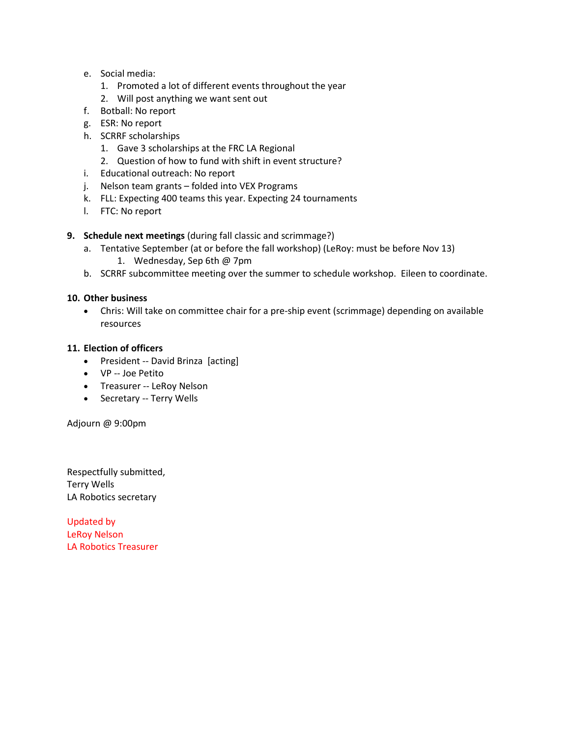e. Social media:
      1. Promoted a lot of different events throughout the year
      2. Will post anything we want sent out
   f. Botball: No report
   g. ESR: No report
   h. SCRRF scholarships
      1. Gave 3 scholarships at the FRC LA Regional
      2. Question of how to fund with shift in event structure?
   i. Educational outreach: No report
   j. Nelson team grants – folded into VEX Programs
   k. FLL: Expecting 400 teams this year. Expecting 24 tournaments
   l. FTC: No report

**9. Schedule next meetings** (during fall classic and scrimmage?)

   a. Tentative September (at or before the fall workshop) (LeRoy: must be before Nov 13)
      1. Wednesday, Sep 6th @ 7pm
   b. SCRRF subcommittee meeting over the summer to schedule workshop. Eileen to coordinate.

**10. Other business**

- Chris: Will take on committee chair for a pre-ship event (scrimmage) depending on available resources

**11. Election of officers**

- President -- David Brinza [acting]
- VP -- Joe Petito
- Treasurer -- LeRoy Nelson
- Secretary -- Terry Wells

Adjourn @ 9:00pm

Respectfully submitted,
Terry Wells
LA Robotics secretary

Updated by
LeRoy Nelson
LA Robotics Treasurer